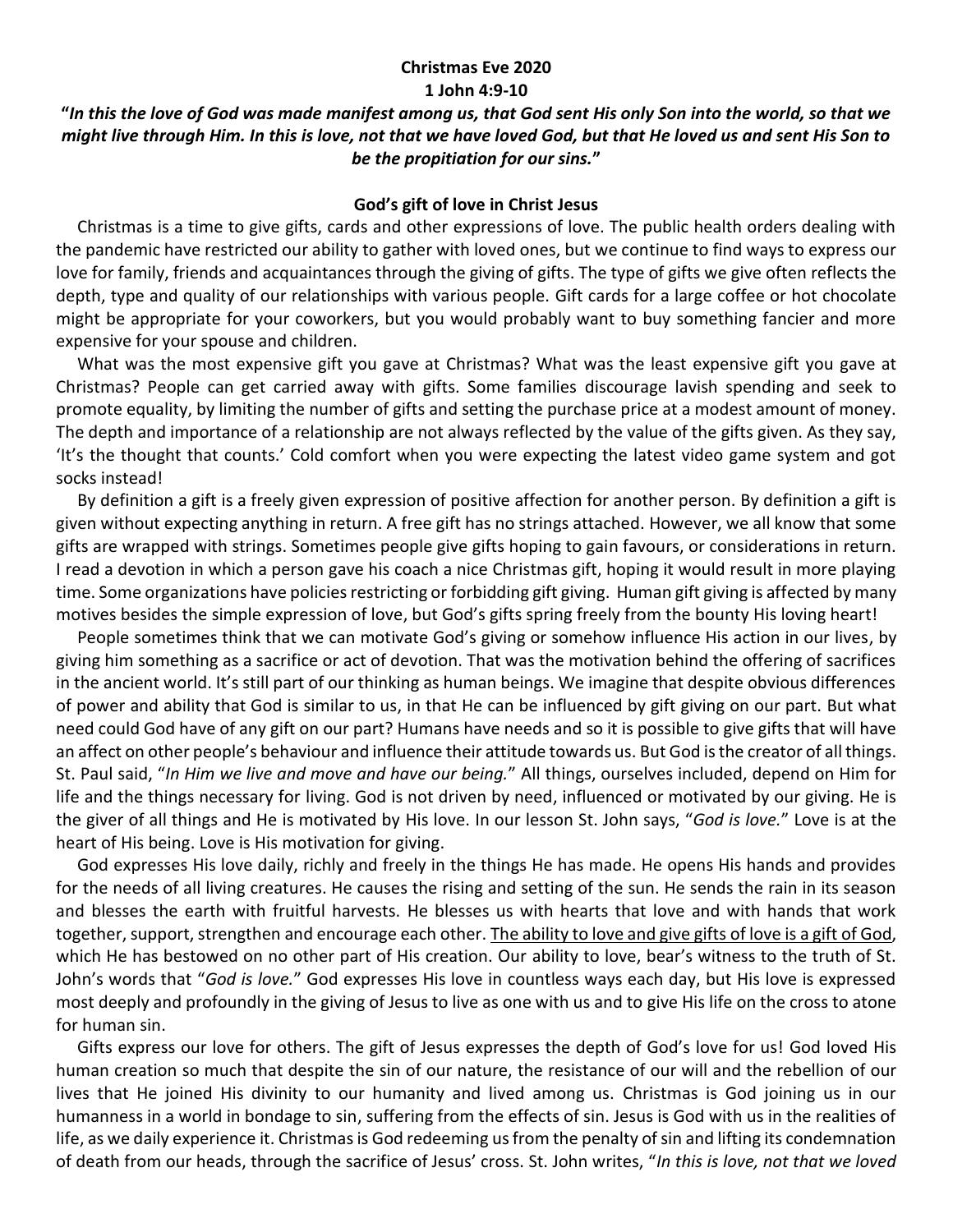**Christmas Eve 2020**
**1 John 4:9-10**

**"*In this the love of God was made manifest among us, that God sent His only Son into the world, so that we might live through Him. In this is love, not that we have loved God, but that He loved us and sent His Son to be the propitiation for our sins.*"**

**God's gift of love in Christ Jesus**

Christmas is a time to give gifts, cards and other expressions of love. The public health orders dealing with the pandemic have restricted our ability to gather with loved ones, but we continue to find ways to express our love for family, friends and acquaintances through the giving of gifts. The type of gifts we give often reflects the depth, type and quality of our relationships with various people. Gift cards for a large coffee or hot chocolate might be appropriate for your coworkers, but you would probably want to buy something fancier and more expensive for your spouse and children.

What was the most expensive gift you gave at Christmas? What was the least expensive gift you gave at Christmas? People can get carried away with gifts. Some families discourage lavish spending and seek to promote equality, by limiting the number of gifts and setting the purchase price at a modest amount of money. The depth and importance of a relationship are not always reflected by the value of the gifts given. As they say, 'It's the thought that counts.' Cold comfort when you were expecting the latest video game system and got socks instead!

By definition a gift is a freely given expression of positive affection for another person. By definition a gift is given without expecting anything in return. A free gift has no strings attached. However, we all know that some gifts are wrapped with strings. Sometimes people give gifts hoping to gain favours, or considerations in return. I read a devotion in which a person gave his coach a nice Christmas gift, hoping it would result in more playing time. Some organizations have policies restricting or forbidding gift giving. Human gift giving is affected by many motives besides the simple expression of love, but God's gifts spring freely from the bounty His loving heart!

People sometimes think that we can motivate God's giving or somehow influence His action in our lives, by giving him something as a sacrifice or act of devotion. That was the motivation behind the offering of sacrifices in the ancient world. It's still part of our thinking as human beings. We imagine that despite obvious differences of power and ability that God is similar to us, in that He can be influenced by gift giving on our part. But what need could God have of any gift on our part? Humans have needs and so it is possible to give gifts that will have an affect on other people's behaviour and influence their attitude towards us. But God is the creator of all things. St. Paul said, "*In Him we live and move and have our being.*" All things, ourselves included, depend on Him for life and the things necessary for living. God is not driven by need, influenced or motivated by our giving. He is the giver of all things and He is motivated by His love. In our lesson St. John says, "*God is love.*" Love is at the heart of His being. Love is His motivation for giving.

God expresses His love daily, richly and freely in the things He has made. He opens His hands and provides for the needs of all living creatures. He causes the rising and setting of the sun. He sends the rain in its season and blesses the earth with fruitful harvests. He blesses us with hearts that love and with hands that work together, support, strengthen and encourage each other. <u>The ability to love and give gifts of love is a gift of God</u>, which He has bestowed on no other part of His creation. Our ability to love, bear's witness to the truth of St. John's words that "*God is love.*" God expresses His love in countless ways each day, but His love is expressed most deeply and profoundly in the giving of Jesus to live as one with us and to give His life on the cross to atone for human sin.

Gifts express our love for others. The gift of Jesus expresses the depth of God's love for us! God loved His human creation so much that despite the sin of our nature, the resistance of our will and the rebellion of our lives that He joined His divinity to our humanity and lived among us. Christmas is God joining us in our humanness in a world in bondage to sin, suffering from the effects of sin. Jesus is God with us in the realities of life, as we daily experience it. Christmas is God redeeming us from the penalty of sin and lifting its condemnation of death from our heads, through the sacrifice of Jesus' cross. St. John writes, "*In this is love, not that we loved*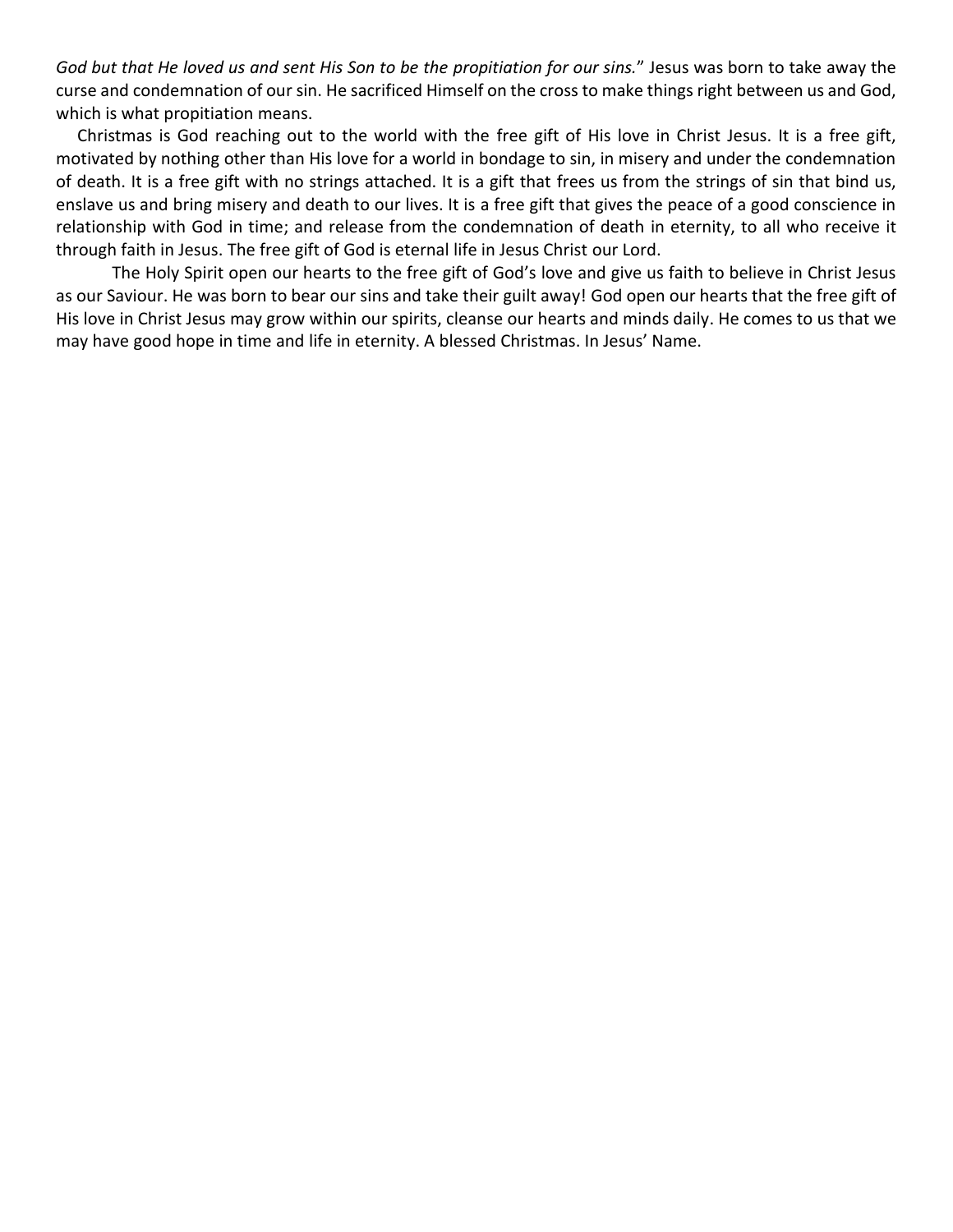*God but that He loved us and sent His Son to be the propitiation for our sins.*" Jesus was born to take away the curse and condemnation of our sin. He sacrificed Himself on the cross to make things right between us and God, which is what propitiation means.

Christmas is God reaching out to the world with the free gift of His love in Christ Jesus. It is a free gift, motivated by nothing other than His love for a world in bondage to sin, in misery and under the condemnation of death. It is a free gift with no strings attached. It is a gift that frees us from the strings of sin that bind us, enslave us and bring misery and death to our lives. It is a free gift that gives the peace of a good conscience in relationship with God in time; and release from the condemnation of death in eternity, to all who receive it through faith in Jesus. The free gift of God is eternal life in Jesus Christ our Lord.

The Holy Spirit open our hearts to the free gift of God's love and give us faith to believe in Christ Jesus as our Saviour. He was born to bear our sins and take their guilt away! God open our hearts that the free gift of His love in Christ Jesus may grow within our spirits, cleanse our hearts and minds daily. He comes to us that we may have good hope in time and life in eternity. A blessed Christmas. In Jesus' Name.